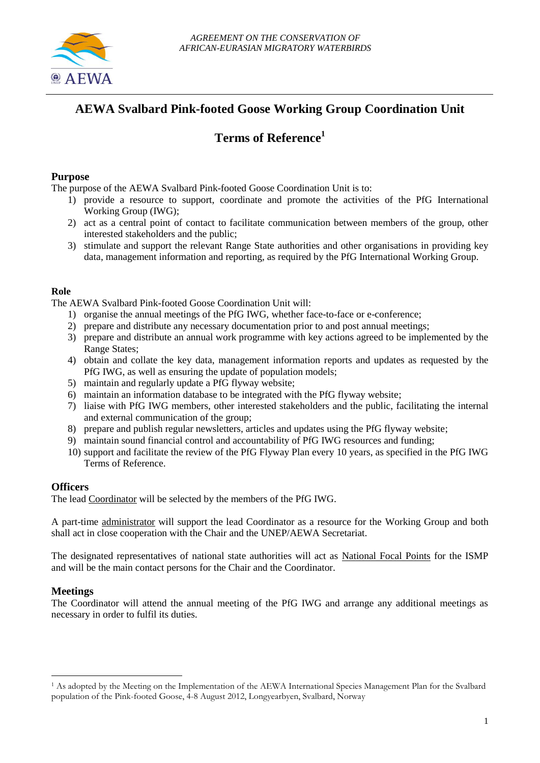*AGREEMENT ON THE CONSERVATION OF AFRICAN-EURASIAN MIGRATORY WATERBIRDS*

# AEWA Svalbard Pink-footed Goose Working Group Coordination Unit

# Terms of Reference[1]

## Purpose

The purpose of the AEWA Svalbard Pink-footed Goose Coordination Unit is to:

1) provide a resource to support, coordinate and promote the activities of the PfG International Working Group (IWG);
2) act as a central point of contact to facilitate communication between members of the group, other interested stakeholders and the public;
3) stimulate and support the relevant Range State authorities and other organisations in providing key data, management information and reporting, as required by the PfG International Working Group.

## Role

The AEWA Svalbard Pink-footed Goose Coordination Unit will:

1) organise the annual meetings of the PfG IWG, whether face-to-face or e-conference;
2) prepare and distribute any necessary documentation prior to and post annual meetings;
3) prepare and distribute an annual work programme with key actions agreed to be implemented by the Range States;
4) obtain and collate the key data, management information reports and updates as requested by the PfG IWG, as well as ensuring the update of population models;
5) maintain and regularly update a PfG flyway website;
6) maintain an information database to be integrated with the PfG flyway website;
7) liaise with PfG IWG members, other interested stakeholders and the public, facilitating the internal and external communication of the group;
8) prepare and publish regular newsletters, articles and updates using the PfG flyway website;
9) maintain sound financial control and accountability of PfG IWG resources and funding;
10) support and facilitate the review of the PfG Flyway Plan every 10 years, as specified in the PfG IWG Terms of Reference.

## Officers

The lead Coordinator will be selected by the members of the PfG IWG.

A part-time administrator will support the lead Coordinator as a resource for the Working Group and both shall act in close cooperation with the Chair and the UNEP/AEWA Secretariat.

The designated representatives of national state authorities will act as National Focal Points for the ISMP and will be the main contact persons for the Chair and the Coordinator.

## Meetings

The Coordinator will attend the annual meeting of the PfG IWG and arrange any additional meetings as necessary in order to fulfil its duties.

---

[1] As adopted by the Meeting on the Implementation of the AEWA International Species Management Plan for the Svalbard population of the Pink-footed Goose, 4-8 August 2012, Longyearbyen, Svalbard, Norway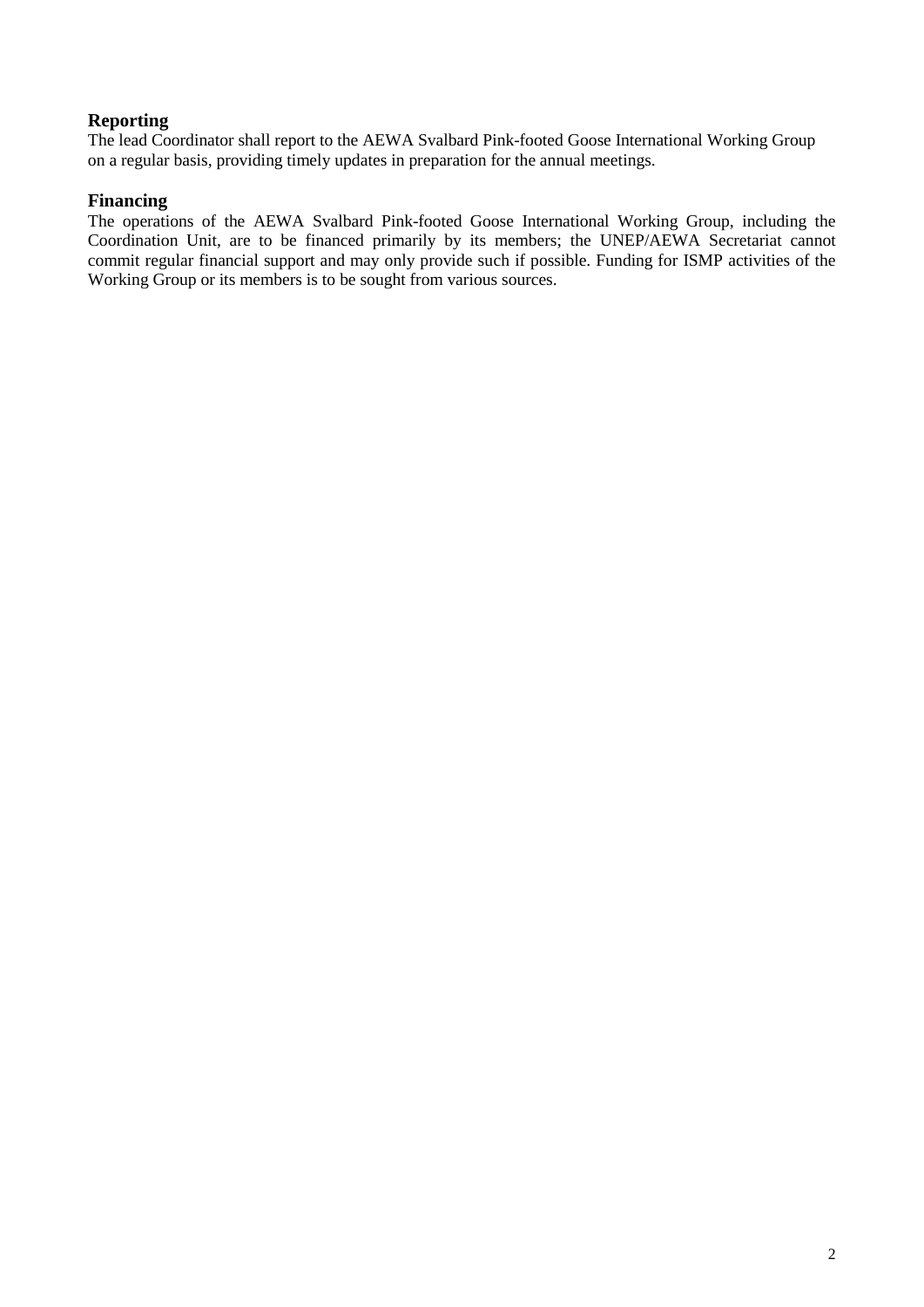## Reporting

The lead Coordinator shall report to the AEWA Svalbard Pink-footed Goose International Working Group on a regular basis, providing timely updates in preparation for the annual meetings.

## Financing

The operations of the AEWA Svalbard Pink-footed Goose International Working Group, including the Coordination Unit, are to be financed primarily by its members; the UNEP/AEWA Secretariat cannot commit regular financial support and may only provide such if possible. Funding for ISMP activities of the Working Group or its members is to be sought from various sources.